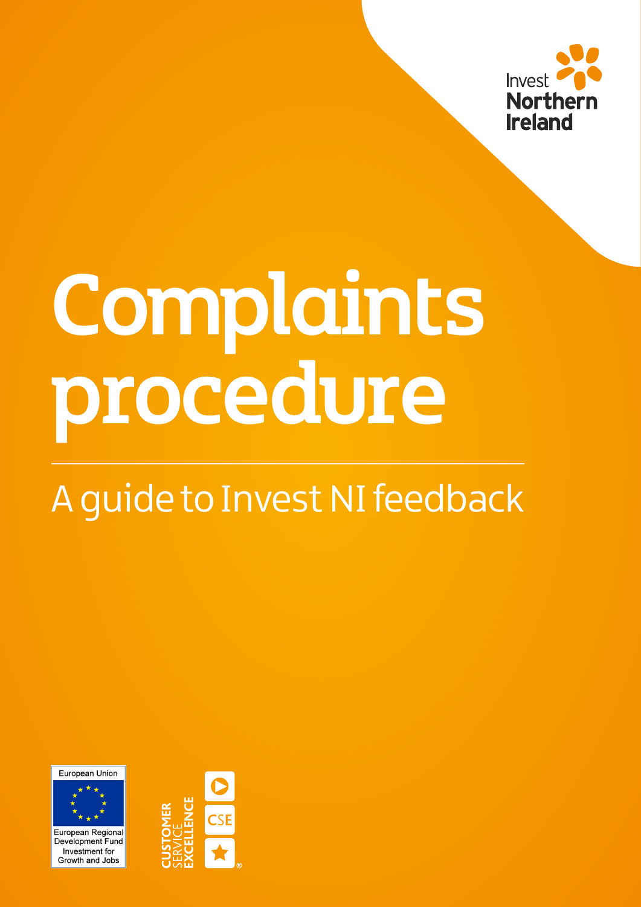Invest Northern Ireland

# Complaints procedure

## A guide to Invest NI feedback

European Union
European Regional Development Fund
Investment for Growth and Jobs

CUSTOMER SERVICE EXCELLENCE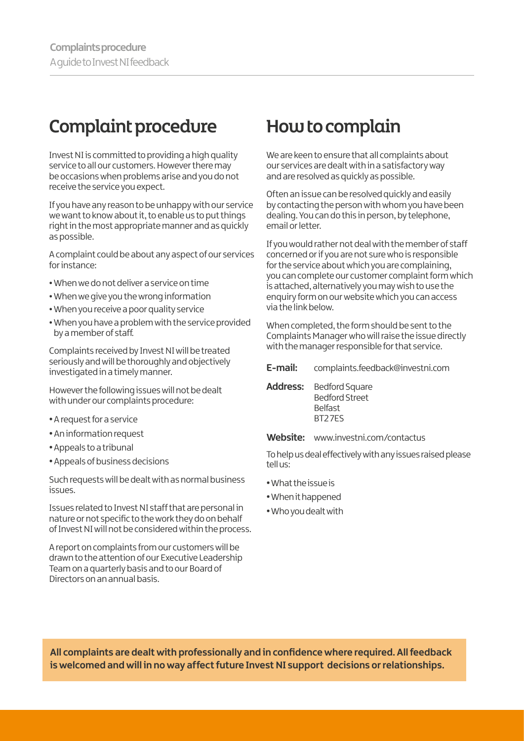# Complaint procedure

Invest NI is committed to providing a high quality service to all our customers. However there may be occasions when problems arise and you do not receive the service you expect.

If you have any reason to be unhappy with our service we want to know about it, to enable us to put things right in the most appropriate manner and as quickly as possible.

A complaint could be about any aspect of our services for instance:

- When we do not deliver a service on time
- When we give you the wrong information
- When you receive a poor quality service
- When you have a problem with the service provided by a member of staff.

Complaints received by Invest NI will be treated seriously and will be thoroughly and objectively investigated in a timely manner.

However the following issues will not be dealt with under our complaints procedure:

- A request for a service
- An information request
- Appeals to a tribunal
- Appeals of business decisions

Such requests will be dealt with as normal business issues.

Issues related to Invest NI staff that are personal in nature or not specific to the work they do on behalf of Invest NI will not be considered within the process.

A report on complaints from our customers will be drawn to the attention of our Executive Leadership Team on a quarterly basis and to our Board of Directors on an annual basis.

# How to complain

We are keen to ensure that all complaints about our services are dealt with in a satisfactory way and are resolved as quickly as possible.

Often an issue can be resolved quickly and easily by contacting the person with whom you have been dealing. You can do this in person, by telephone, email or letter.

If you would rather not deal with the member of staff concerned or if you are not sure who is responsible for the service about which you are complaining, you can complete our customer complaint form which is attached, alternatively you may wish to use the enquiry form on our website which you can access via the link below.

When completed, the form should be sent to the Complaints Manager who will raise the issue directly with the manager responsible for that service.

**E-mail:** complaints.feedback@investni.com

**Address:** Bedford Square
Bedford Street
Belfast
BT2 7ES

**Website:** www.investni.com/contactus

To help us deal effectively with any issues raised please tell us:

- What the issue is
- When it happened
- Who you dealt with

**All complaints are dealt with professionally and in confidence where required. All feedback is welcomed and will in no way affect future Invest NI support decisions or relationships.**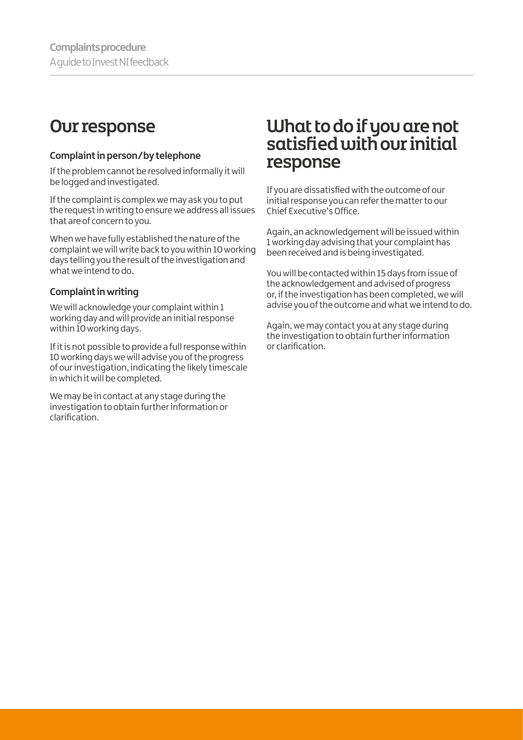## Our response

### Complaint in person/by telephone

If the problem cannot be resolved informally it will be logged and investigated.

If the complaint is complex we may ask you to put the request in writing to ensure we address all issues that are of concern to you.

When we have fully established the nature of the complaint we will write back to you within 10 working days telling you the result of the investigation and what we intend to do.

### Complaint in writing

We will acknowledge your complaint within 1 working day and will provide an initial response within 10 working days.

If it is not possible to provide a full response within 10 working days we will advise you of the progress of our investigation, indicating the likely timescale in which it will be completed.

We may be in contact at any stage during the investigation to obtain further information or clarification.

## What to do if you are not satisfied with our initial response

If you are dissatisfied with the outcome of our initial response you can refer the matter to our Chief Executive's Office.

Again, an acknowledgement will be issued within 1 working day advising that your complaint has been received and is being investigated.

You will be contacted within 15 days from issue of the acknowledgement and advised of progress or, if the investigation has been completed, we will advise you of the outcome and what we intend to do.

Again, we may contact you at any stage during the investigation to obtain further information or clarification.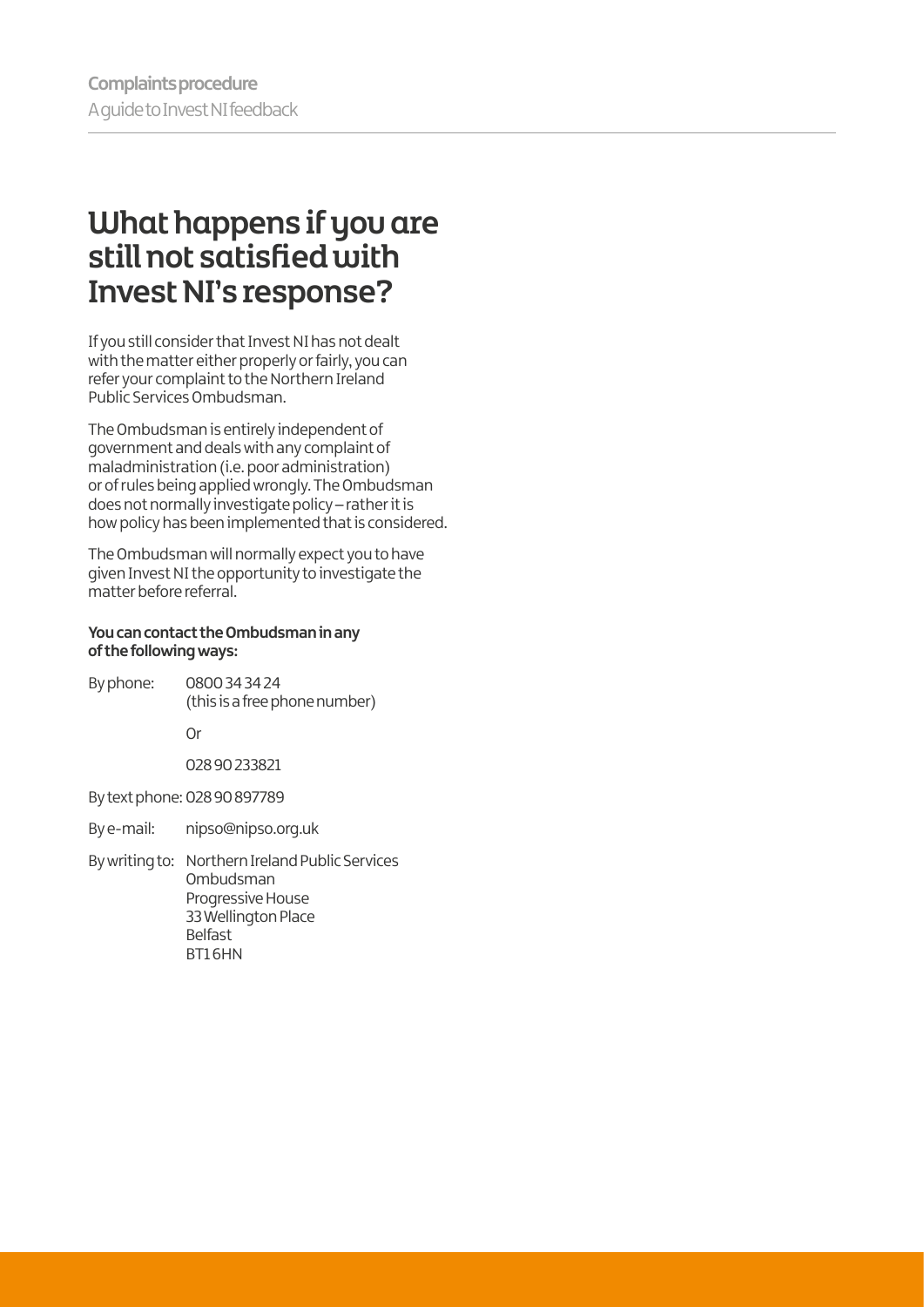# What happens if you are still not satisfied with Invest NI's response?

If you still consider that Invest NI has not dealt with the matter either properly or fairly, you can refer your complaint to the Northern Ireland Public Services Ombudsman.

The Ombudsman is entirely independent of government and deals with any complaint of maladministration (i.e. poor administration) or of rules being applied wrongly. The Ombudsman does not normally investigate policy – rather it is how policy has been implemented that is considered.

The Ombudsman will normally expect you to have given Invest NI the opportunity to investigate the matter before referral.

**You can contact the Ombudsman in any of the following ways:**

By phone: 0800 34 34 24 (this is a free phone number)

Or

028 90 233821

By text phone: 028 90 897789

By e-mail: nipso@nipso.org.uk

By writing to: Northern Ireland Public Services Ombudsman
Progressive House
33 Wellington Place
Belfast
BT1 6HN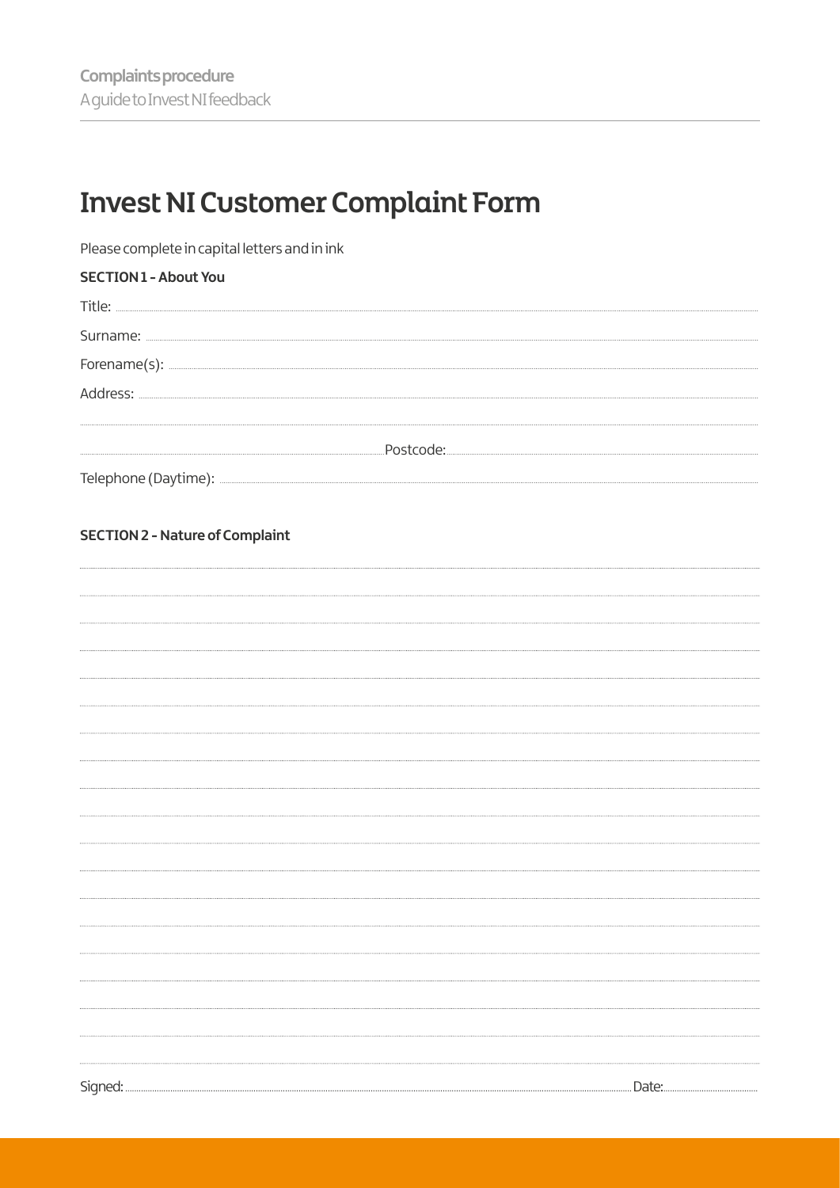# Invest NI Customer Complaint Form

Please complete in capital letters and in ink

**SECTION 1 - About You**

Title: ..................................................

Surname: ..................................................

Forename(s): ..................................................

Address: ..................................................

..................................................

.................................................. Postcode: ..................................................

Telephone (Daytime): ..................................................

**SECTION 2 - Nature of Complaint**

..................................................

..................................................

..................................................

..................................................

..................................................

..................................................

..................................................

..................................................

..................................................

..................................................

..................................................

..................................................

..................................................

..................................................

..................................................

..................................................

..................................................

..................................................

Signed: .................................................. Date: ..................................................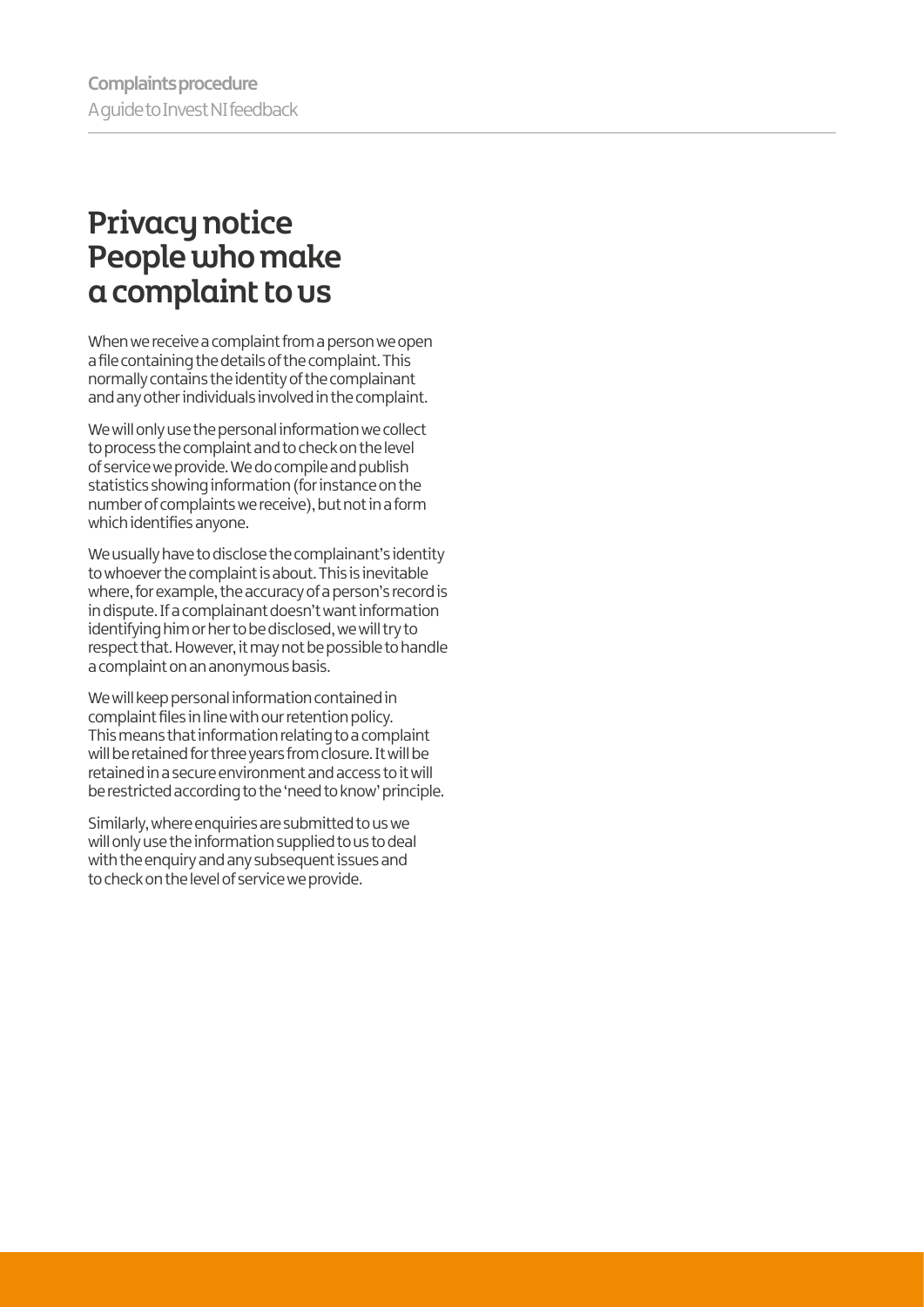# Privacy notice People who make a complaint to us

When we receive a complaint from a person we open a file containing the details of the complaint. This normally contains the identity of the complainant and any other individuals involved in the complaint.

We will only use the personal information we collect to process the complaint and to check on the level of service we provide. We do compile and publish statistics showing information (for instance on the number of complaints we receive), but not in a form which identifies anyone.

We usually have to disclose the complainant's identity to whoever the complaint is about. This is inevitable where, for example, the accuracy of a person's record is in dispute. If a complainant doesn't want information identifying him or her to be disclosed, we will try to respect that. However, it may not be possible to handle a complaint on an anonymous basis.

We will keep personal information contained in complaint files in line with our retention policy. This means that information relating to a complaint will be retained for three years from closure. It will be retained in a secure environment and access to it will be restricted according to the 'need to know' principle.

Similarly, where enquiries are submitted to us we will only use the information supplied to us to deal with the enquiry and any subsequent issues and to check on the level of service we provide.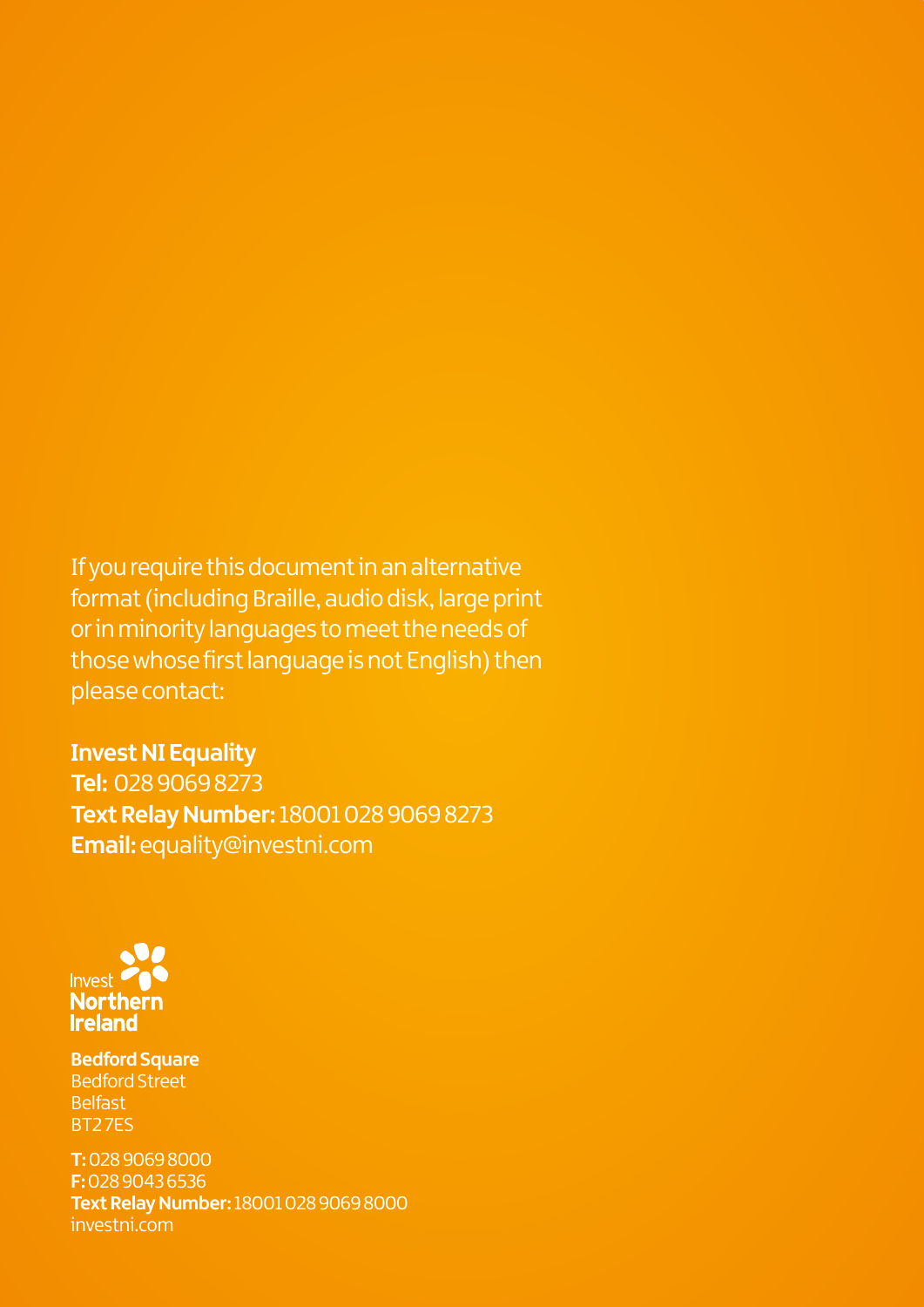If you require this document in an alternative format (including Braille, audio disk, large print or in minority languages to meet the needs of those whose first language is not English) then please contact:

**Invest NI Equality**
**Tel:** 028 9069 8273
**Text Relay Number:** 18001 028 9069 8273
**Email:** equality@investni.com

Invest Northern Ireland

**Bedford Square**
Bedford Street
Belfast
BT2 7ES

**T:** 028 9069 8000
**F:** 028 9043 6536
**Text Relay Number:** 18001 028 9069 8000
investni.com